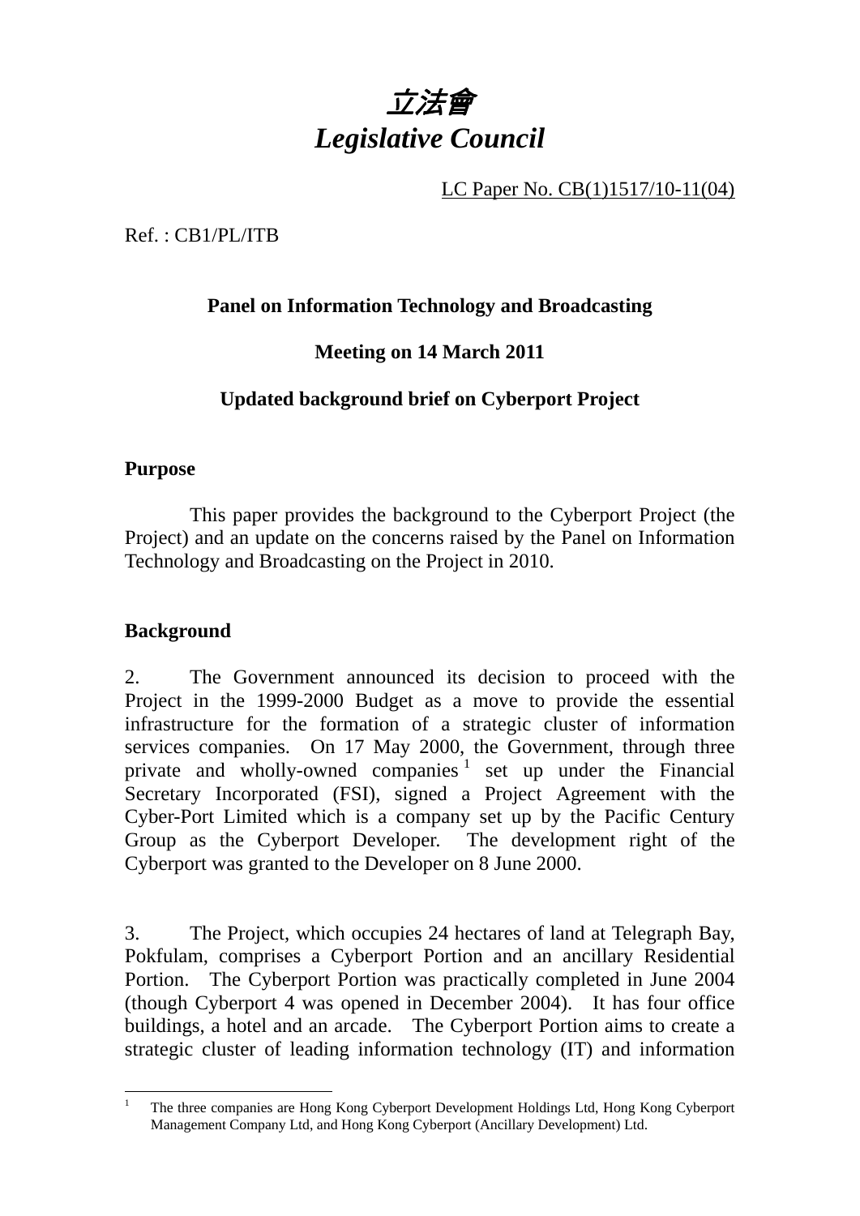# *立法會*
# *Legislative Council*

LC Paper No. CB(1)1517/10-11(04)

Ref. : CB1/PL/ITB

**Panel on Information Technology and Broadcasting**

**Meeting on 14 March 2011**

**Updated background brief on Cyberport Project**

**Purpose**

This paper provides the background to the Cyberport Project (the Project) and an update on the concerns raised by the Panel on Information Technology and Broadcasting on the Project in 2010.

**Background**

2. The Government announced its decision to proceed with the Project in the 1999-2000 Budget as a move to provide the essential infrastructure for the formation of a strategic cluster of information services companies. On 17 May 2000, the Government, through three private and wholly-owned companies[1] set up under the Financial Secretary Incorporated (FSI), signed a Project Agreement with the Cyber-Port Limited which is a company set up by the Pacific Century Group as the Cyberport Developer. The development right of the Cyberport was granted to the Developer on 8 June 2000.

3. The Project, which occupies 24 hectares of land at Telegraph Bay, Pokfulam, comprises a Cyberport Portion and an ancillary Residential Portion. The Cyberport Portion was practically completed in June 2004 (though Cyberport 4 was opened in December 2004). It has four office buildings, a hotel and an arcade. The Cyberport Portion aims to create a strategic cluster of leading information technology (IT) and information

[1] The three companies are Hong Kong Cyberport Development Holdings Ltd, Hong Kong Cyberport Management Company Ltd, and Hong Kong Cyberport (Ancillary Development) Ltd.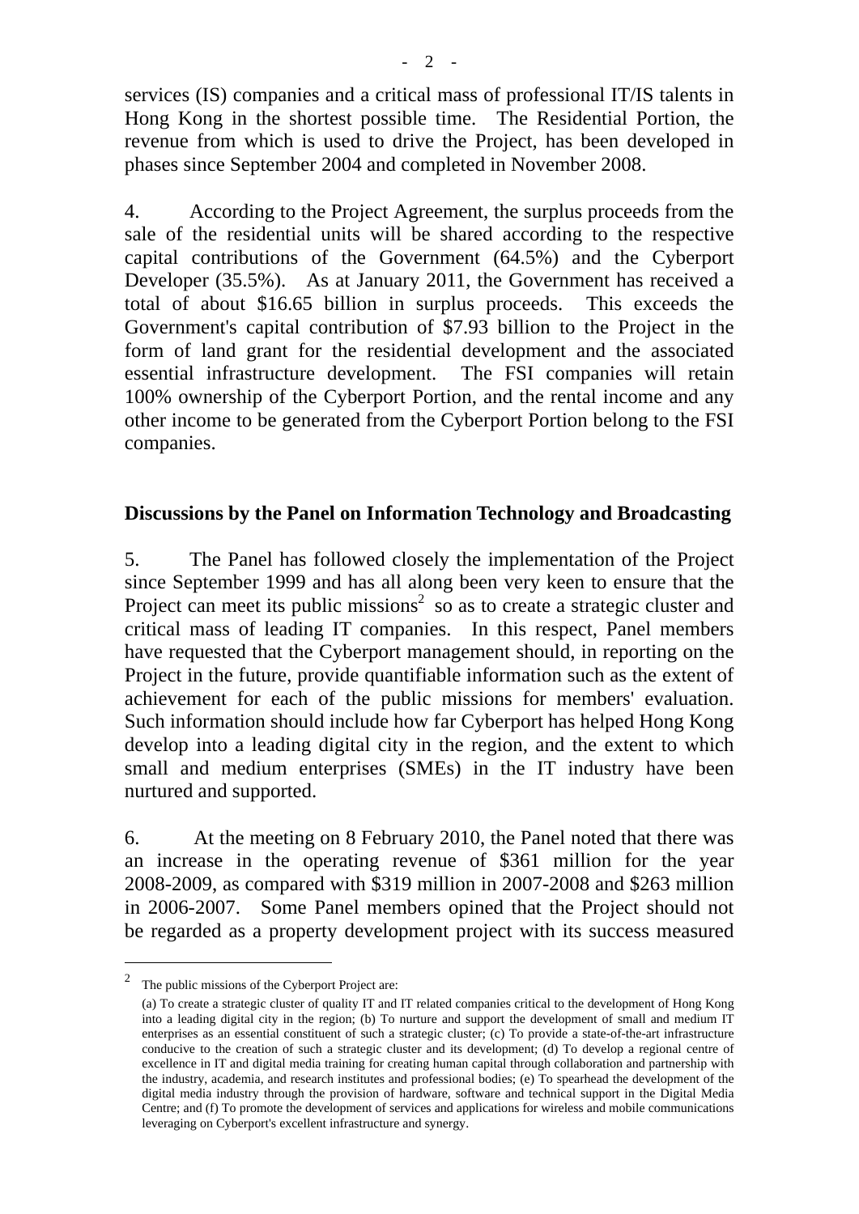services (IS) companies and a critical mass of professional IT/IS talents in Hong Kong in the shortest possible time. The Residential Portion, the revenue from which is used to drive the Project, has been developed in phases since September 2004 and completed in November 2008.

4. According to the Project Agreement, the surplus proceeds from the sale of the residential units will be shared according to the respective capital contributions of the Government (64.5%) and the Cyberport Developer (35.5%). As at January 2011, the Government has received a total of about $16.65 billion in surplus proceeds. This exceeds the Government's capital contribution of $7.93 billion to the Project in the form of land grant for the residential development and the associated essential infrastructure development. The FSI companies will retain 100% ownership of the Cyberport Portion, and the rental income and any other income to be generated from the Cyberport Portion belong to the FSI companies.

## Discussions by the Panel on Information Technology and Broadcasting

5. The Panel has followed closely the implementation of the Project since September 1999 and has all along been very keen to ensure that the Project can meet its public missions[2] so as to create a strategic cluster and critical mass of leading IT companies. In this respect, Panel members have requested that the Cyberport management should, in reporting on the Project in the future, provide quantifiable information such as the extent of achievement for each of the public missions for members' evaluation. Such information should include how far Cyberport has helped Hong Kong develop into a leading digital city in the region, and the extent to which small and medium enterprises (SMEs) in the IT industry have been nurtured and supported.

6. At the meeting on 8 February 2010, the Panel noted that there was an increase in the operating revenue of $361 million for the year 2008-2009, as compared with $319 million in 2007-2008 and $263 million in 2006-2007. Some Panel members opined that the Project should not be regarded as a property development project with its success measured

---

[2] The public missions of the Cyberport Project are:

(a) To create a strategic cluster of quality IT and IT related companies critical to the development of Hong Kong into a leading digital city in the region; (b) To nurture and support the development of small and medium IT enterprises as an essential constituent of such a strategic cluster; (c) To provide a state-of-the-art infrastructure conducive to the creation of such a strategic cluster and its development; (d) To develop a regional centre of excellence in IT and digital media training for creating human capital through collaboration and partnership with the industry, academia, and research institutes and professional bodies; (e) To spearhead the development of the digital media industry through the provision of hardware, software and technical support in the Digital Media Centre; and (f) To promote the development of services and applications for wireless and mobile communications leveraging on Cyberport's excellent infrastructure and synergy.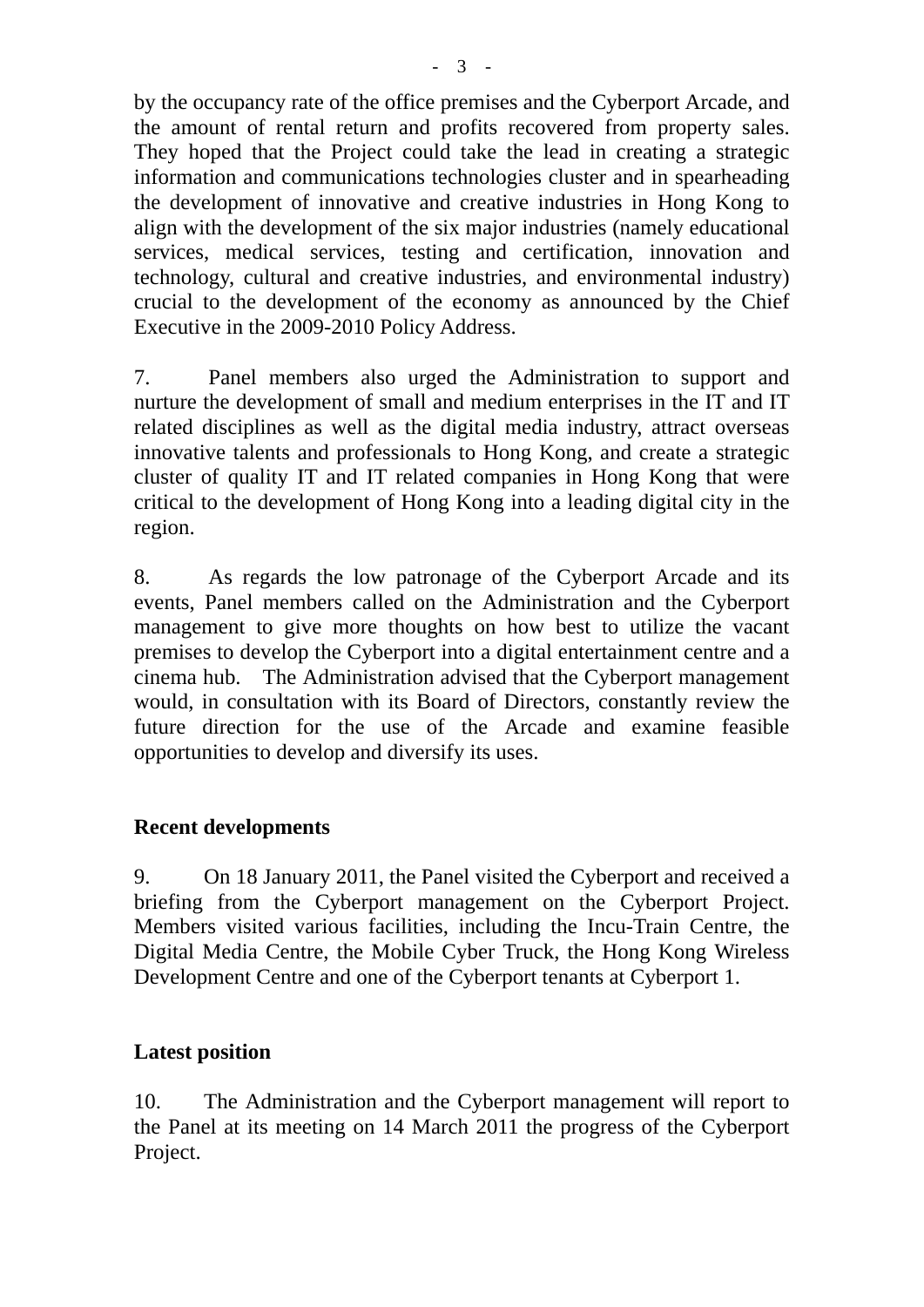by the occupancy rate of the office premises and the Cyberport Arcade, and the amount of rental return and profits recovered from property sales. They hoped that the Project could take the lead in creating a strategic information and communications technologies cluster and in spearheading the development of innovative and creative industries in Hong Kong to align with the development of the six major industries (namely educational services, medical services, testing and certification, innovation and technology, cultural and creative industries, and environmental industry) crucial to the development of the economy as announced by the Chief Executive in the 2009-2010 Policy Address.

7. Panel members also urged the Administration to support and nurture the development of small and medium enterprises in the IT and IT related disciplines as well as the digital media industry, attract overseas innovative talents and professionals to Hong Kong, and create a strategic cluster of quality IT and IT related companies in Hong Kong that were critical to the development of Hong Kong into a leading digital city in the region.

8. As regards the low patronage of the Cyberport Arcade and its events, Panel members called on the Administration and the Cyberport management to give more thoughts on how best to utilize the vacant premises to develop the Cyberport into a digital entertainment centre and a cinema hub. The Administration advised that the Cyberport management would, in consultation with its Board of Directors, constantly review the future direction for the use of the Arcade and examine feasible opportunities to develop and diversify its uses.

**Recent developments**

9. On 18 January 2011, the Panel visited the Cyberport and received a briefing from the Cyberport management on the Cyberport Project. Members visited various facilities, including the Incu-Train Centre, the Digital Media Centre, the Mobile Cyber Truck, the Hong Kong Wireless Development Centre and one of the Cyberport tenants at Cyberport 1.

**Latest position**

10. The Administration and the Cyberport management will report to the Panel at its meeting on 14 March 2011 the progress of the Cyberport Project.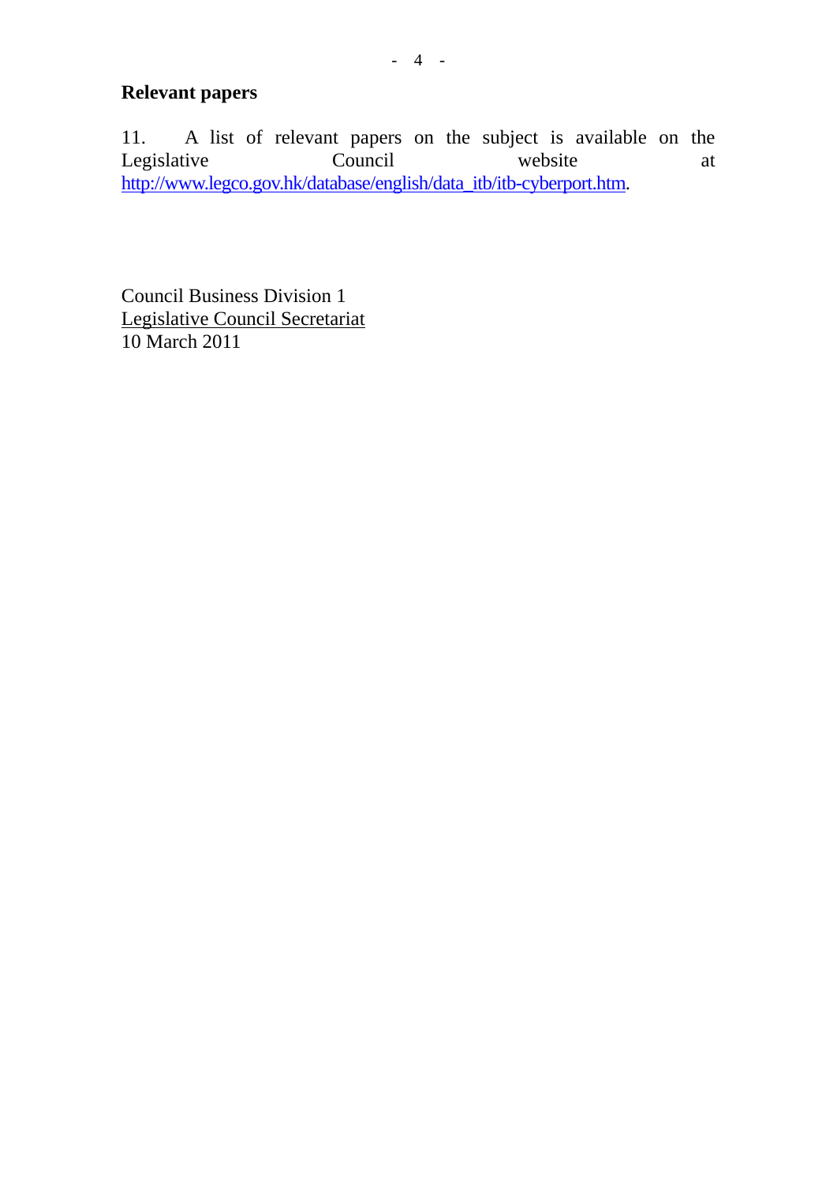**Relevant papers**

11. A list of relevant papers on the subject is available on the Legislative Council website at http://www.legco.gov.hk/database/english/data_itb/itb-cyberport.htm.

Council Business Division 1
Legislative Council Secretariat
10 March 2011